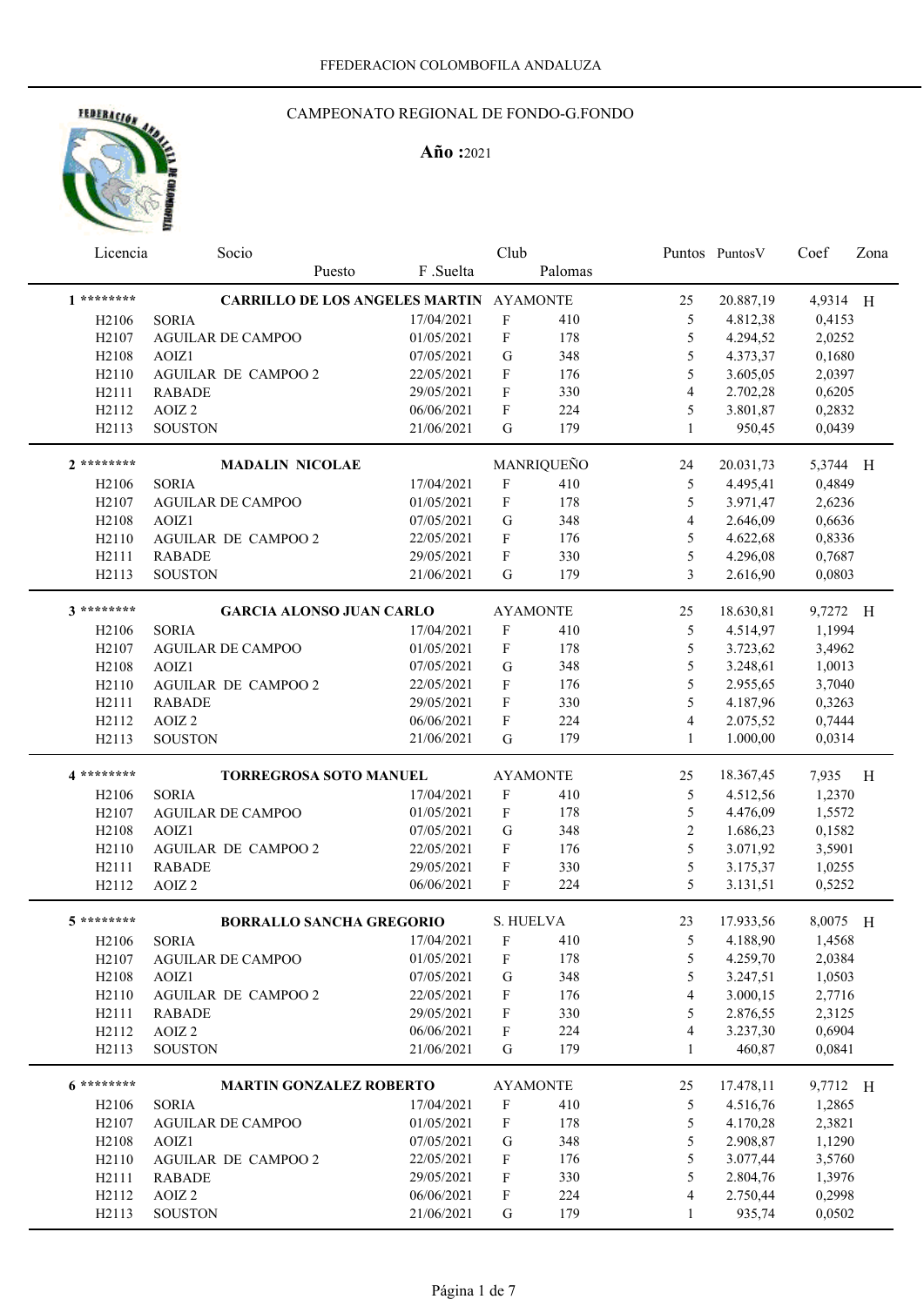FFEDERACION COLOMBOFILA ANDALUZA

# CAMPEONATO REGIONAL DE FONDO-G.FONDO

**Año :**2021

| Licencia | Socio / Puesto | F .Suelta | Club | Palomas | Puntos | PuntosV | Coef | Zona |
|---|---|---|---|---|---|---|---|---|
| **1** ******** | **CARRILLO DE LOS ANGELES MARTIN** | | AYAMONTE | | 25 | 20.887,19 | 4,9314 | H |
| H2106 | SORIA | 17/04/2021 | F | 410 | 5 | 4.812,38 | 0,4153 | |
| H2107 | AGUILAR DE CAMPOO | 01/05/2021 | F | 178 | 5 | 4.294,52 | 2,0252 | |
| H2108 | AOIZ1 | 07/05/2021 | G | 348 | 5 | 4.373,37 | 0,1680 | |
| H2110 | AGUILAR DE CAMPOO 2 | 22/05/2021 | F | 176 | 5 | 3.605,05 | 2,0397 | |
| H2111 | RABADE | 29/05/2021 | F | 330 | 4 | 2.702,28 | 0,6205 | |
| H2112 | AOIZ 2 | 06/06/2021 | F | 224 | 5 | 3.801,87 | 0,2832 | |
| H2113 | SOUSTON | 21/06/2021 | G | 179 | 1 | 950,45 | 0,0439 | |
| **2** ******** | **MADALIN NICOLAE** | | MANRIQUEÑO | | 24 | 20.031,73 | 5,3744 | H |
| H2106 | SORIA | 17/04/2021 | F | 410 | 5 | 4.495,41 | 0,4849 | |
| H2107 | AGUILAR DE CAMPOO | 01/05/2021 | F | 178 | 5 | 3.971,47 | 2,6236 | |
| H2108 | AOIZ1 | 07/05/2021 | G | 348 | 4 | 2.646,09 | 0,6636 | |
| H2110 | AGUILAR DE CAMPOO 2 | 22/05/2021 | F | 176 | 5 | 4.622,68 | 0,8336 | |
| H2111 | RABADE | 29/05/2021 | F | 330 | 5 | 4.296,08 | 0,7687 | |
| H2113 | SOUSTON | 21/06/2021 | G | 179 | 3 | 2.616,90 | 0,0803 | |
| **3** ******** | **GARCIA ALONSO JUAN CARLO** | | AYAMONTE | | 25 | 18.630,81 | 9,7272 | H |
| H2106 | SORIA | 17/04/2021 | F | 410 | 5 | 4.514,97 | 1,1994 | |
| H2107 | AGUILAR DE CAMPOO | 01/05/2021 | F | 178 | 5 | 3.723,62 | 3,4962 | |
| H2108 | AOIZ1 | 07/05/2021 | G | 348 | 5 | 3.248,61 | 1,0013 | |
| H2110 | AGUILAR DE CAMPOO 2 | 22/05/2021 | F | 176 | 5 | 2.955,65 | 3,7040 | |
| H2111 | RABADE | 29/05/2021 | F | 330 | 5 | 4.187,96 | 0,3263 | |
| H2112 | AOIZ 2 | 06/06/2021 | F | 224 | 4 | 2.075,52 | 0,7444 | |
| H2113 | SOUSTON | 21/06/2021 | G | 179 | 1 | 1.000,00 | 0,0314 | |
| **4** ******** | **TORREGROSA SOTO MANUEL** | | AYAMONTE | | 25 | 18.367,45 | 7,935 | H |
| H2106 | SORIA | 17/04/2021 | F | 410 | 5 | 4.512,56 | 1,2370 | |
| H2107 | AGUILAR DE CAMPOO | 01/05/2021 | F | 178 | 5 | 4.476,09 | 1,5572 | |
| H2108 | AOIZ1 | 07/05/2021 | G | 348 | 2 | 1.686,23 | 0,1582 | |
| H2110 | AGUILAR DE CAMPOO 2 | 22/05/2021 | F | 176 | 5 | 3.071,92 | 3,5901 | |
| H2111 | RABADE | 29/05/2021 | F | 330 | 5 | 3.175,37 | 1,0255 | |
| H2112 | AOIZ 2 | 06/06/2021 | F | 224 | 5 | 3.131,51 | 0,5252 | |
| **5** ******** | **BORRALLO SANCHA GREGORIO** | | S. HUELVA | | 23 | 17.933,56 | 8,0075 | H |
| H2106 | SORIA | 17/04/2021 | F | 410 | 5 | 4.188,90 | 1,4568 | |
| H2107 | AGUILAR DE CAMPOO | 01/05/2021 | F | 178 | 5 | 4.259,70 | 2,0384 | |
| H2108 | AOIZ1 | 07/05/2021 | G | 348 | 5 | 3.247,51 | 1,0503 | |
| H2110 | AGUILAR DE CAMPOO 2 | 22/05/2021 | F | 176 | 4 | 3.000,15 | 2,7716 | |
| H2111 | RABADE | 29/05/2021 | F | 330 | 5 | 2.876,55 | 2,3125 | |
| H2112 | AOIZ 2 | 06/06/2021 | F | 224 | 4 | 3.237,30 | 0,6904 | |
| H2113 | SOUSTON | 21/06/2021 | G | 179 | 1 | 460,87 | 0,0841 | |
| **6** ******** | **MARTIN GONZALEZ ROBERTO** | | AYAMONTE | | 25 | 17.478,11 | 9,7712 | H |
| H2106 | SORIA | 17/04/2021 | F | 410 | 5 | 4.516,76 | 1,2865 | |
| H2107 | AGUILAR DE CAMPOO | 01/05/2021 | F | 178 | 5 | 4.170,28 | 2,3821 | |
| H2108 | AOIZ1 | 07/05/2021 | G | 348 | 5 | 2.908,87 | 1,1290 | |
| H2110 | AGUILAR DE CAMPOO 2 | 22/05/2021 | F | 176 | 5 | 3.077,44 | 3,5760 | |
| H2111 | RABADE | 29/05/2021 | F | 330 | 5 | 2.804,76 | 1,3976 | |
| H2112 | AOIZ 2 | 06/06/2021 | F | 224 | 4 | 2.750,44 | 0,2998 | |
| H2113 | SOUSTON | 21/06/2021 | G | 179 | 1 | 935,74 | 0,0502 | |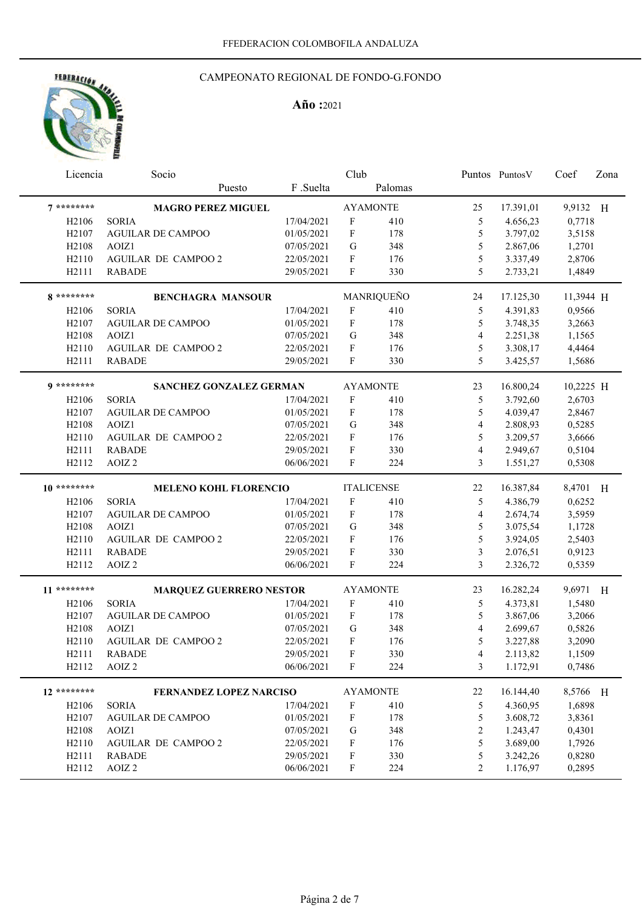FFEDERACION COLOMBOFILA ANDALUZA

## CAMPEONATO REGIONAL DE FONDO-G.FONDO

**Año :** 2021

| Licencia | Socio / Puesto | F .Suelta | Club | Palomas | Puntos | PuntosV | Coef | Zona |
|---|---|---|---|---|---|---|---|---|
| **7** ******** | **MAGRO PEREZ MIGUEL** | | AYAMONTE | | 25 | 17.391,01 | 9,9132 | H |
| H2106 | SORIA | 17/04/2021 | F | 410 | 5 | 4.656,23 | 0,7718 | |
| H2107 | AGUILAR DE CAMPOO | 01/05/2021 | F | 178 | 5 | 3.797,02 | 3,5158 | |
| H2108 | AOIZ1 | 07/05/2021 | G | 348 | 5 | 2.867,06 | 1,2701 | |
| H2110 | AGUILAR DE CAMPOO 2 | 22/05/2021 | F | 176 | 5 | 3.337,49 | 2,8706 | |
| H2111 | RABADE | 29/05/2021 | F | 330 | 5 | 2.733,21 | 1,4849 | |
| **8** ******** | **BENCHAGRA MANSOUR** | | MANRIQUEÑO | | 24 | 17.125,30 | 11,3944 | H |
| H2106 | SORIA | 17/04/2021 | F | 410 | 5 | 4.391,83 | 0,9566 | |
| H2107 | AGUILAR DE CAMPOO | 01/05/2021 | F | 178 | 5 | 3.748,35 | 3,2663 | |
| H2108 | AOIZ1 | 07/05/2021 | G | 348 | 4 | 2.251,38 | 1,1565 | |
| H2110 | AGUILAR DE CAMPOO 2 | 22/05/2021 | F | 176 | 5 | 3.308,17 | 4,4464 | |
| H2111 | RABADE | 29/05/2021 | F | 330 | 5 | 3.425,57 | 1,5686 | |
| **9** ******** | **SANCHEZ GONZALEZ GERMAN** | | AYAMONTE | | 23 | 16.800,24 | 10,2225 | H |
| H2106 | SORIA | 17/04/2021 | F | 410 | 5 | 3.792,60 | 2,6703 | |
| H2107 | AGUILAR DE CAMPOO | 01/05/2021 | F | 178 | 5 | 4.039,47 | 2,8467 | |
| H2108 | AOIZ1 | 07/05/2021 | G | 348 | 4 | 2.808,93 | 0,5285 | |
| H2110 | AGUILAR DE CAMPOO 2 | 22/05/2021 | F | 176 | 5 | 3.209,57 | 3,6666 | |
| H2111 | RABADE | 29/05/2021 | F | 330 | 4 | 2.949,67 | 0,5104 | |
| H2112 | AOIZ 2 | 06/06/2021 | F | 224 | 3 | 1.551,27 | 0,5308 | |
| **10** ******** | **MELENO KOHL FLORENCIO** | | ITALICENSE | | 22 | 16.387,84 | 8,4701 | H |
| H2106 | SORIA | 17/04/2021 | F | 410 | 5 | 4.386,79 | 0,6252 | |
| H2107 | AGUILAR DE CAMPOO | 01/05/2021 | F | 178 | 4 | 2.674,74 | 3,5959 | |
| H2108 | AOIZ1 | 07/05/2021 | G | 348 | 5 | 3.075,54 | 1,1728 | |
| H2110 | AGUILAR DE CAMPOO 2 | 22/05/2021 | F | 176 | 5 | 3.924,05 | 2,5403 | |
| H2111 | RABADE | 29/05/2021 | F | 330 | 3 | 2.076,51 | 0,9123 | |
| H2112 | AOIZ 2 | 06/06/2021 | F | 224 | 3 | 2.326,72 | 0,5359 | |
| **11** ******** | **MARQUEZ GUERRERO NESTOR** | | AYAMONTE | | 23 | 16.282,24 | 9,6971 | H |
| H2106 | SORIA | 17/04/2021 | F | 410 | 5 | 4.373,81 | 1,5480 | |
| H2107 | AGUILAR DE CAMPOO | 01/05/2021 | F | 178 | 5 | 3.867,06 | 3,2066 | |
| H2108 | AOIZ1 | 07/05/2021 | G | 348 | 4 | 2.699,67 | 0,5826 | |
| H2110 | AGUILAR DE CAMPOO 2 | 22/05/2021 | F | 176 | 5 | 3.227,88 | 3,2090 | |
| H2111 | RABADE | 29/05/2021 | F | 330 | 4 | 2.113,82 | 1,1509 | |
| H2112 | AOIZ 2 | 06/06/2021 | F | 224 | 3 | 1.172,91 | 0,7486 | |
| **12** ******** | **FERNANDEZ LOPEZ NARCISO** | | AYAMONTE | | 22 | 16.144,40 | 8,5766 | H |
| H2106 | SORIA | 17/04/2021 | F | 410 | 5 | 4.360,95 | 1,6898 | |
| H2107 | AGUILAR DE CAMPOO | 01/05/2021 | F | 178 | 5 | 3.608,72 | 3,8361 | |
| H2108 | AOIZ1 | 07/05/2021 | G | 348 | 2 | 1.243,47 | 0,4301 | |
| H2110 | AGUILAR DE CAMPOO 2 | 22/05/2021 | F | 176 | 5 | 3.689,00 | 1,7926 | |
| H2111 | RABADE | 29/05/2021 | F | 330 | 5 | 3.242,26 | 0,8280 | |
| H2112 | AOIZ 2 | 06/06/2021 | F | 224 | 2 | 1.176,97 | 0,2895 | |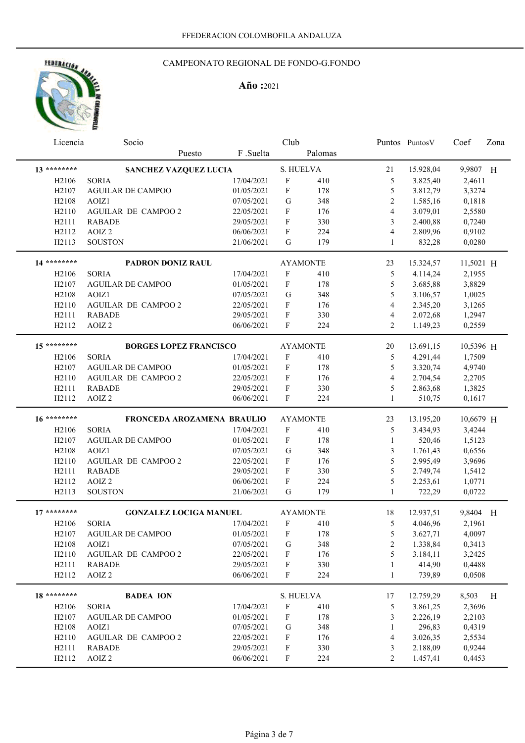FFEDERACION COLOMBOFILA ANDALUZA

## CAMPEONATO REGIONAL DE FONDO-G.FONDO

**Año :**2021

| Licencia | Socio / Puesto | F .Suelta | Club | Palomas | Puntos | PuntosV | Coef | Zona |
|---|---|---|---|---|---|---|---|---|
| **13** ******** | **SANCHEZ VAZQUEZ LUCIA** | | S. HUELVA | | 21 | 15.928,04 | 9,9807 | H |
| H2106 | SORIA | 17/04/2021 | F | 410 | 5 | 3.825,40 | 2,4611 | |
| H2107 | AGUILAR DE CAMPOO | 01/05/2021 | F | 178 | 5 | 3.812,79 | 3,3274 | |
| H2108 | AOIZ1 | 07/05/2021 | G | 348 | 2 | 1.585,16 | 0,1818 | |
| H2110 | AGUILAR DE CAMPOO 2 | 22/05/2021 | F | 176 | 4 | 3.079,01 | 2,5580 | |
| H2111 | RABADE | 29/05/2021 | F | 330 | 3 | 2.400,88 | 0,7240 | |
| H2112 | AOIZ 2 | 06/06/2021 | F | 224 | 4 | 2.809,96 | 0,9102 | |
| H2113 | SOUSTON | 21/06/2021 | G | 179 | 1 | 832,28 | 0,0280 | |
| **14** ******** | **PADRON DONIZ RAUL** | | AYAMONTE | | 23 | 15.324,57 | 11,5021 | H |
| H2106 | SORIA | 17/04/2021 | F | 410 | 5 | 4.114,24 | 2,1955 | |
| H2107 | AGUILAR DE CAMPOO | 01/05/2021 | F | 178 | 5 | 3.685,88 | 3,8829 | |
| H2108 | AOIZ1 | 07/05/2021 | G | 348 | 5 | 3.106,57 | 1,0025 | |
| H2110 | AGUILAR DE CAMPOO 2 | 22/05/2021 | F | 176 | 4 | 2.345,20 | 3,1265 | |
| H2111 | RABADE | 29/05/2021 | F | 330 | 4 | 2.072,68 | 1,2947 | |
| H2112 | AOIZ 2 | 06/06/2021 | F | 224 | 2 | 1.149,23 | 0,2559 | |
| **15** ******** | **BORGES LOPEZ FRANCISCO** | | AYAMONTE | | 20 | 13.691,15 | 10,5396 | H |
| H2106 | SORIA | 17/04/2021 | F | 410 | 5 | 4.291,44 | 1,7509 | |
| H2107 | AGUILAR DE CAMPOO | 01/05/2021 | F | 178 | 5 | 3.320,74 | 4,9740 | |
| H2110 | AGUILAR DE CAMPOO 2 | 22/05/2021 | F | 176 | 4 | 2.704,54 | 2,2705 | |
| H2111 | RABADE | 29/05/2021 | F | 330 | 5 | 2.863,68 | 1,3825 | |
| H2112 | AOIZ 2 | 06/06/2021 | F | 224 | 1 | 510,75 | 0,1617 | |
| **16** ******** | **FRONCEDA AROZAMENA BRAULIO** | | AYAMONTE | | 23 | 13.195,20 | 10,6679 | H |
| H2106 | SORIA | 17/04/2021 | F | 410 | 5 | 3.434,93 | 3,4244 | |
| H2107 | AGUILAR DE CAMPOO | 01/05/2021 | F | 178 | 1 | 520,46 | 1,5123 | |
| H2108 | AOIZ1 | 07/05/2021 | G | 348 | 3 | 1.761,43 | 0,6556 | |
| H2110 | AGUILAR DE CAMPOO 2 | 22/05/2021 | F | 176 | 5 | 2.995,49 | 3,9696 | |
| H2111 | RABADE | 29/05/2021 | F | 330 | 5 | 2.749,74 | 1,5412 | |
| H2112 | AOIZ 2 | 06/06/2021 | F | 224 | 5 | 2.253,61 | 1,0771 | |
| H2113 | SOUSTON | 21/06/2021 | G | 179 | 1 | 722,29 | 0,0722 | |
| **17** ******** | **GONZALEZ LOCIGA MANUEL** | | AYAMONTE | | 18 | 12.937,51 | 9,8404 | H |
| H2106 | SORIA | 17/04/2021 | F | 410 | 5 | 4.046,96 | 2,1961 | |
| H2107 | AGUILAR DE CAMPOO | 01/05/2021 | F | 178 | 5 | 3.627,71 | 4,0097 | |
| H2108 | AOIZ1 | 07/05/2021 | G | 348 | 2 | 1.338,84 | 0,3413 | |
| H2110 | AGUILAR DE CAMPOO 2 | 22/05/2021 | F | 176 | 5 | 3.184,11 | 3,2425 | |
| H2111 | RABADE | 29/05/2021 | F | 330 | 1 | 414,90 | 0,4488 | |
| H2112 | AOIZ 2 | 06/06/2021 | F | 224 | 1 | 739,89 | 0,0508 | |
| **18** ******** | **BADEA ION** | | S. HUELVA | | 17 | 12.759,29 | 8,503 | H |
| H2106 | SORIA | 17/04/2021 | F | 410 | 5 | 3.861,25 | 2,3696 | |
| H2107 | AGUILAR DE CAMPOO | 01/05/2021 | F | 178 | 3 | 2.226,19 | 2,2103 | |
| H2108 | AOIZ1 | 07/05/2021 | G | 348 | 1 | 296,83 | 0,4319 | |
| H2110 | AGUILAR DE CAMPOO 2 | 22/05/2021 | F | 176 | 4 | 3.026,35 | 2,5534 | |
| H2111 | RABADE | 29/05/2021 | F | 330 | 3 | 2.188,09 | 0,9244 | |
| H2112 | AOIZ 2 | 06/06/2021 | F | 224 | 2 | 1.457,41 | 0,4453 | |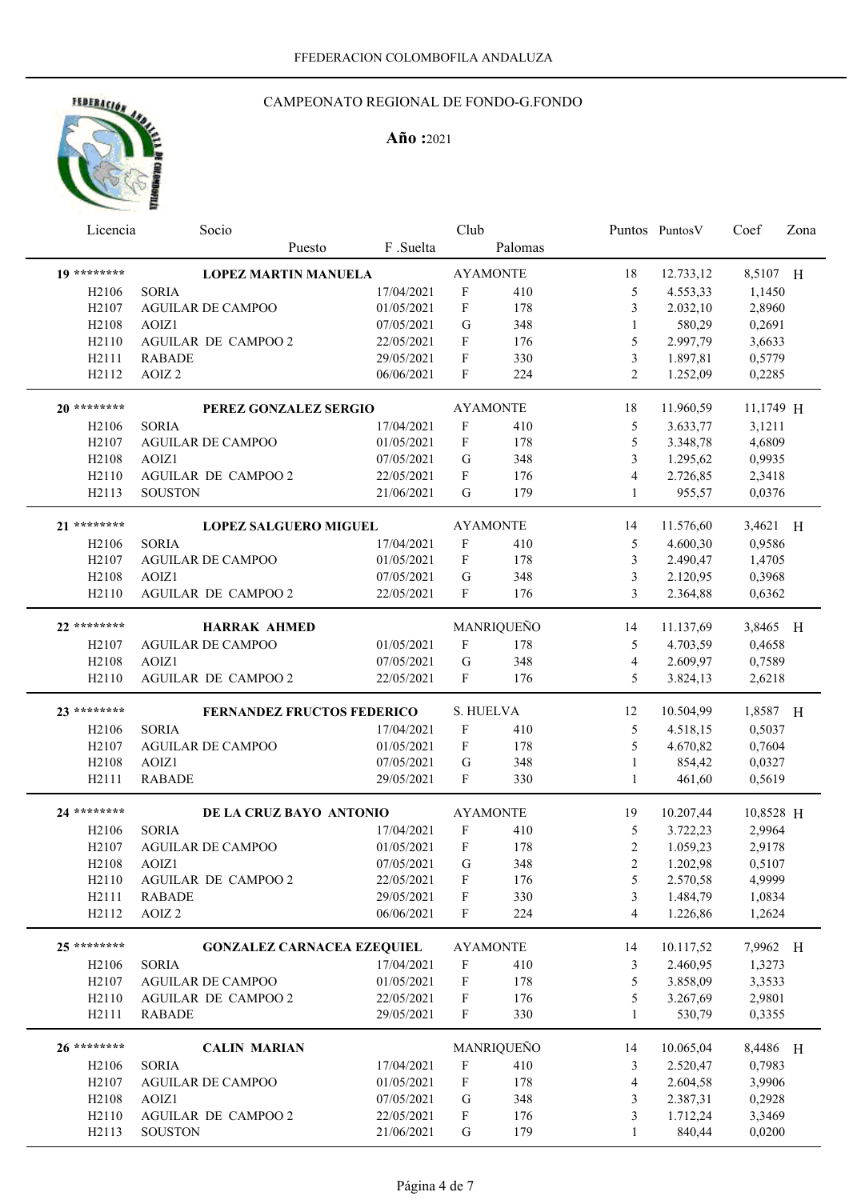FFEDERACION COLOMBOFILA ANDALUZA

## CAMPEONATO REGIONAL DE FONDO-G.FONDO

**Año :**2021

| Licencia | Socio / Puesto | F .Suelta | Club | Palomas | Puntos | PuntosV | Coef | Zona |
|---|---|---|---|---|---|---|---|---|
| **19** ******** | **LOPEZ MARTIN MANUELA** | | AYAMONTE | | 18 | 12.733,12 | 8,5107 | H |
| H2106 | SORIA | 17/04/2021 | F | 410 | 5 | 4.553,33 | 1,1450 | |
| H2107 | AGUILAR DE CAMPOO | 01/05/2021 | F | 178 | 3 | 2.032,10 | 2,8960 | |
| H2108 | AOIZ1 | 07/05/2021 | G | 348 | 1 | 580,29 | 0,2691 | |
| H2110 | AGUILAR DE CAMPOO 2 | 22/05/2021 | F | 176 | 5 | 2.997,79 | 3,6633 | |
| H2111 | RABADE | 29/05/2021 | F | 330 | 3 | 1.897,81 | 0,5779 | |
| H2112 | AOIZ 2 | 06/06/2021 | F | 224 | 2 | 1.252,09 | 0,2285 | |
| **20** ******** | **PEREZ GONZALEZ SERGIO** | | AYAMONTE | | 18 | 11.960,59 | 11,1749 | H |
| H2106 | SORIA | 17/04/2021 | F | 410 | 5 | 3.633,77 | 3,1211 | |
| H2107 | AGUILAR DE CAMPOO | 01/05/2021 | F | 178 | 5 | 3.348,78 | 4,6809 | |
| H2108 | AOIZ1 | 07/05/2021 | G | 348 | 3 | 1.295,62 | 0,9935 | |
| H2110 | AGUILAR DE CAMPOO 2 | 22/05/2021 | F | 176 | 4 | 2.726,85 | 2,3418 | |
| H2113 | SOUSTON | 21/06/2021 | G | 179 | 1 | 955,57 | 0,0376 | |
| **21** ******** | **LOPEZ SALGUERO MIGUEL** | | AYAMONTE | | 14 | 11.576,60 | 3,4621 | H |
| H2106 | SORIA | 17/04/2021 | F | 410 | 5 | 4.600,30 | 0,9586 | |
| H2107 | AGUILAR DE CAMPOO | 01/05/2021 | F | 178 | 3 | 2.490,47 | 1,4705 | |
| H2108 | AOIZ1 | 07/05/2021 | G | 348 | 3 | 2.120,95 | 0,3968 | |
| H2110 | AGUILAR DE CAMPOO 2 | 22/05/2021 | F | 176 | 3 | 2.364,88 | 0,6362 | |
| **22** ******** | **HARRAK AHMED** | | MANRIQUEÑO | | 14 | 11.137,69 | 3,8465 | H |
| H2107 | AGUILAR DE CAMPOO | 01/05/2021 | F | 178 | 5 | 4.703,59 | 0,4658 | |
| H2108 | AOIZ1 | 07/05/2021 | G | 348 | 4 | 2.609,97 | 0,7589 | |
| H2110 | AGUILAR DE CAMPOO 2 | 22/05/2021 | F | 176 | 5 | 3.824,13 | 2,6218 | |
| **23** ******** | **FERNANDEZ FRUCTOS FEDERICO** | | S. HUELVA | | 12 | 10.504,99 | 1,8587 | H |
| H2106 | SORIA | 17/04/2021 | F | 410 | 5 | 4.518,15 | 0,5037 | |
| H2107 | AGUILAR DE CAMPOO | 01/05/2021 | F | 178 | 5 | 4.670,82 | 0,7604 | |
| H2108 | AOIZ1 | 07/05/2021 | G | 348 | 1 | 854,42 | 0,0327 | |
| H2111 | RABADE | 29/05/2021 | F | 330 | 1 | 461,60 | 0,5619 | |
| **24** ******** | **DE LA CRUZ BAYO ANTONIO** | | AYAMONTE | | 19 | 10.207,44 | 10,8528 | H |
| H2106 | SORIA | 17/04/2021 | F | 410 | 5 | 3.722,23 | 2,9964 | |
| H2107 | AGUILAR DE CAMPOO | 01/05/2021 | F | 178 | 2 | 1.059,23 | 2,9178 | |
| H2108 | AOIZ1 | 07/05/2021 | G | 348 | 2 | 1.202,98 | 0,5107 | |
| H2110 | AGUILAR DE CAMPOO 2 | 22/05/2021 | F | 176 | 5 | 2.570,58 | 4,9999 | |
| H2111 | RABADE | 29/05/2021 | F | 330 | 3 | 1.484,79 | 1,0834 | |
| H2112 | AOIZ 2 | 06/06/2021 | F | 224 | 4 | 1.226,86 | 1,2624 | |
| **25** ******** | **GONZALEZ CARNACEA EZEQUIEL** | | AYAMONTE | | 14 | 10.117,52 | 7,9962 | H |
| H2106 | SORIA | 17/04/2021 | F | 410 | 3 | 2.460,95 | 1,3273 | |
| H2107 | AGUILAR DE CAMPOO | 01/05/2021 | F | 178 | 5 | 3.858,09 | 3,3533 | |
| H2110 | AGUILAR DE CAMPOO 2 | 22/05/2021 | F | 176 | 5 | 3.267,69 | 2,9801 | |
| H2111 | RABADE | 29/05/2021 | F | 330 | 1 | 530,79 | 0,3355 | |
| **26** ******** | **CALIN MARIAN** | | MANRIQUEÑO | | 14 | 10.065,04 | 8,4486 | H |
| H2106 | SORIA | 17/04/2021 | F | 410 | 3 | 2.520,47 | 0,7983 | |
| H2107 | AGUILAR DE CAMPOO | 01/05/2021 | F | 178 | 4 | 2.604,58 | 3,9906 | |
| H2108 | AOIZ1 | 07/05/2021 | G | 348 | 3 | 2.387,31 | 0,2928 | |
| H2110 | AGUILAR DE CAMPOO 2 | 22/05/2021 | F | 176 | 3 | 1.712,24 | 3,3469 | |
| H2113 | SOUSTON | 21/06/2021 | G | 179 | 1 | 840,44 | 0,0200 | |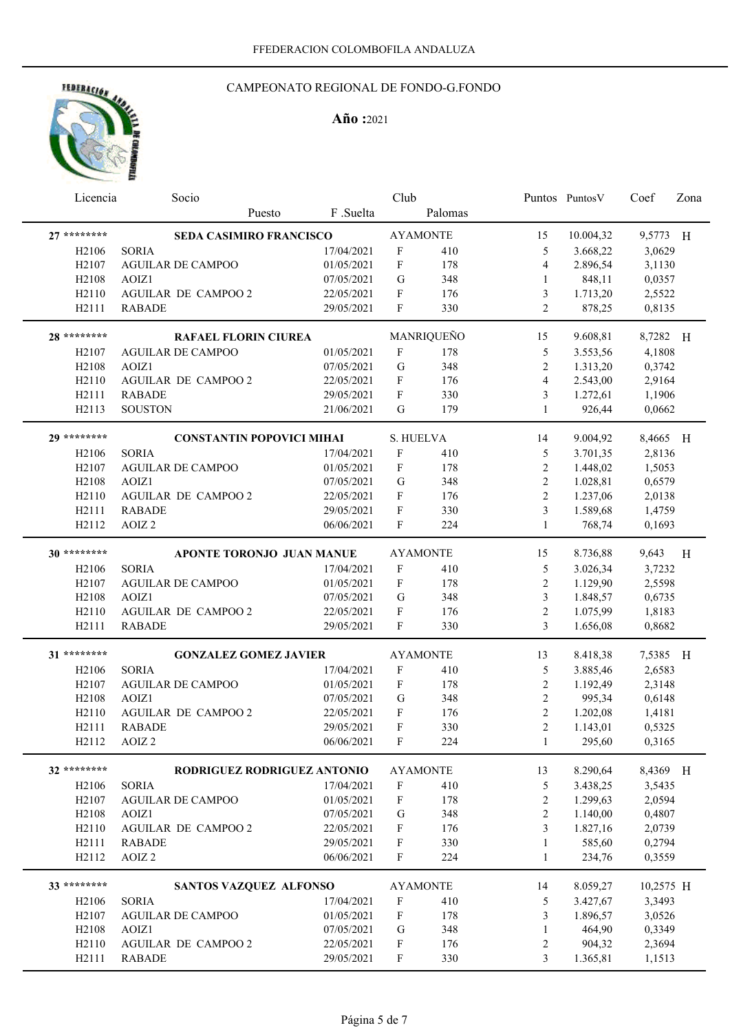FFEDERACION COLOMBOFILA ANDALUZA

## CAMPEONATO REGIONAL DE FONDO-G.FONDO

**Año :**2021

| Licencia | Socio / Puesto | F .Suelta | Club | Palomas | Puntos | PuntosV | Coef | Zona |
|---|---|---|---|---|---|---|---|---|
| **27 \*\*\*\*\*\*\*\*** | **SEDA CASIMIRO FRANCISCO** | | AYAMONTE | | 15 | 10.004,32 | 9,5773 | H |
| H2106 | SORIA | 17/04/2021 | F | 410 | 5 | 3.668,22 | 3,0629 | |
| H2107 | AGUILAR DE CAMPOO | 01/05/2021 | F | 178 | 4 | 2.896,54 | 3,1130 | |
| H2108 | AOIZ1 | 07/05/2021 | G | 348 | 1 | 848,11 | 0,0357 | |
| H2110 | AGUILAR DE CAMPOO 2 | 22/05/2021 | F | 176 | 3 | 1.713,20 | 2,5522 | |
| H2111 | RABADE | 29/05/2021 | F | 330 | 2 | 878,25 | 0,8135 | |
| **28 \*\*\*\*\*\*\*\*** | **RAFAEL FLORIN CIUREA** | | MANRIQUEÑO | | 15 | 9.608,81 | 8,7282 | H |
| H2107 | AGUILAR DE CAMPOO | 01/05/2021 | F | 178 | 5 | 3.553,56 | 4,1808 | |
| H2108 | AOIZ1 | 07/05/2021 | G | 348 | 2 | 1.313,20 | 0,3742 | |
| H2110 | AGUILAR DE CAMPOO 2 | 22/05/2021 | F | 176 | 4 | 2.543,00 | 2,9164 | |
| H2111 | RABADE | 29/05/2021 | F | 330 | 3 | 1.272,61 | 1,1906 | |
| H2113 | SOUSTON | 21/06/2021 | G | 179 | 1 | 926,44 | 0,0662 | |
| **29 \*\*\*\*\*\*\*\*** | **CONSTANTIN POPOVICI MIHAI** | | S. HUELVA | | 14 | 9.004,92 | 8,4665 | H |
| H2106 | SORIA | 17/04/2021 | F | 410 | 5 | 3.701,35 | 2,8136 | |
| H2107 | AGUILAR DE CAMPOO | 01/05/2021 | F | 178 | 2 | 1.448,02 | 1,5053 | |
| H2108 | AOIZ1 | 07/05/2021 | G | 348 | 2 | 1.028,81 | 0,6579 | |
| H2110 | AGUILAR DE CAMPOO 2 | 22/05/2021 | F | 176 | 2 | 1.237,06 | 2,0138 | |
| H2111 | RABADE | 29/05/2021 | F | 330 | 3 | 1.589,68 | 1,4759 | |
| H2112 | AOIZ 2 | 06/06/2021 | F | 224 | 1 | 768,74 | 0,1693 | |
| **30 \*\*\*\*\*\*\*\*** | **APONTE TORONJO JUAN MANUE** | | AYAMONTE | | 15 | 8.736,88 | 9,643 | H |
| H2106 | SORIA | 17/04/2021 | F | 410 | 5 | 3.026,34 | 3,7232 | |
| H2107 | AGUILAR DE CAMPOO | 01/05/2021 | F | 178 | 2 | 1.129,90 | 2,5598 | |
| H2108 | AOIZ1 | 07/05/2021 | G | 348 | 3 | 1.848,57 | 0,6735 | |
| H2110 | AGUILAR DE CAMPOO 2 | 22/05/2021 | F | 176 | 2 | 1.075,99 | 1,8183 | |
| H2111 | RABADE | 29/05/2021 | F | 330 | 3 | 1.656,08 | 0,8682 | |
| **31 \*\*\*\*\*\*\*\*** | **GONZALEZ GOMEZ JAVIER** | | AYAMONTE | | 13 | 8.418,38 | 7,5385 | H |
| H2106 | SORIA | 17/04/2021 | F | 410 | 5 | 3.885,46 | 2,6583 | |
| H2107 | AGUILAR DE CAMPOO | 01/05/2021 | F | 178 | 2 | 1.192,49 | 2,3148 | |
| H2108 | AOIZ1 | 07/05/2021 | G | 348 | 2 | 995,34 | 0,6148 | |
| H2110 | AGUILAR DE CAMPOO 2 | 22/05/2021 | F | 176 | 2 | 1.202,08 | 1,4181 | |
| H2111 | RABADE | 29/05/2021 | F | 330 | 2 | 1.143,01 | 0,5325 | |
| H2112 | AOIZ 2 | 06/06/2021 | F | 224 | 1 | 295,60 | 0,3165 | |
| **32 \*\*\*\*\*\*\*\*** | **RODRIGUEZ RODRIGUEZ ANTONIO** | | AYAMONTE | | 13 | 8.290,64 | 8,4369 | H |
| H2106 | SORIA | 17/04/2021 | F | 410 | 5 | 3.438,25 | 3,5435 | |
| H2107 | AGUILAR DE CAMPOO | 01/05/2021 | F | 178 | 2 | 1.299,63 | 2,0594 | |
| H2108 | AOIZ1 | 07/05/2021 | G | 348 | 2 | 1.140,00 | 0,4807 | |
| H2110 | AGUILAR DE CAMPOO 2 | 22/05/2021 | F | 176 | 3 | 1.827,16 | 2,0739 | |
| H2111 | RABADE | 29/05/2021 | F | 330 | 1 | 585,60 | 0,2794 | |
| H2112 | AOIZ 2 | 06/06/2021 | F | 224 | 1 | 234,76 | 0,3559 | |
| **33 \*\*\*\*\*\*\*\*** | **SANTOS VAZQUEZ ALFONSO** | | AYAMONTE | | 14 | 8.059,27 | 10,2575 | H |
| H2106 | SORIA | 17/04/2021 | F | 410 | 5 | 3.427,67 | 3,3493 | |
| H2107 | AGUILAR DE CAMPOO | 01/05/2021 | F | 178 | 3 | 1.896,57 | 3,0526 | |
| H2108 | AOIZ1 | 07/05/2021 | G | 348 | 1 | 464,90 | 0,3349 | |
| H2110 | AGUILAR DE CAMPOO 2 | 22/05/2021 | F | 176 | 2 | 904,32 | 2,3694 | |
| H2111 | RABADE | 29/05/2021 | F | 330 | 3 | 1.365,81 | 1,1513 | |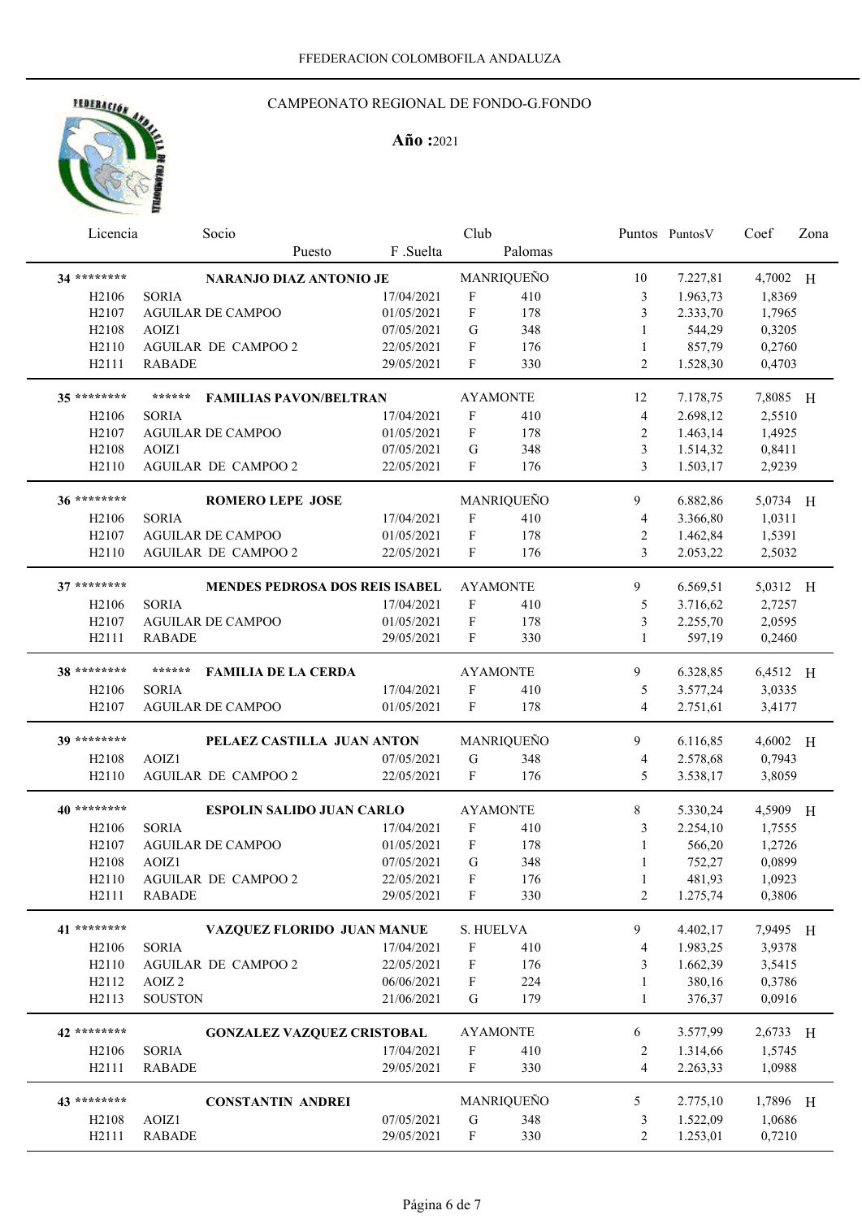FFEDERACION COLOMBOFILA ANDALUZA

# CAMPEONATO REGIONAL DE FONDO-G.FONDO

**Año :**2021

| Licencia | Socio / Puesto | F .Suelta | Club | Palomas | Puntos | PuntosV | Coef | Zona |
|---|---|---|---|---|---|---|---|---|
| **34 \*\*\*\*\*\*\*\*** | **NARANJO DIAZ ANTONIO JE** | | MANRIQUEÑO | | 10 | 7.227,81 | 4,7002 | H |
| H2106 | SORIA | 17/04/2021 | F | 410 | 3 | 1.963,73 | 1,8369 | |
| H2107 | AGUILAR DE CAMPOO | 01/05/2021 | F | 178 | 3 | 2.333,70 | 1,7965 | |
| H2108 | AOIZ1 | 07/05/2021 | G | 348 | 1 | 544,29 | 0,3205 | |
| H2110 | AGUILAR DE CAMPOO 2 | 22/05/2021 | F | 176 | 1 | 857,79 | 0,2760 | |
| H2111 | RABADE | 29/05/2021 | F | 330 | 2 | 1.528,30 | 0,4703 | |
| **35 \*\*\*\*\*\*\*\*** | **\*\*\*\*\*\* FAMILIAS PAVON/BELTRAN** | | AYAMONTE | | 12 | 7.178,75 | 7,8085 | H |
| H2106 | SORIA | 17/04/2021 | F | 410 | 4 | 2.698,12 | 2,5510 | |
| H2107 | AGUILAR DE CAMPOO | 01/05/2021 | F | 178 | 2 | 1.463,14 | 1,4925 | |
| H2108 | AOIZ1 | 07/05/2021 | G | 348 | 3 | 1.514,32 | 0,8411 | |
| H2110 | AGUILAR DE CAMPOO 2 | 22/05/2021 | F | 176 | 3 | 1.503,17 | 2,9239 | |
| **36 \*\*\*\*\*\*\*\*** | **ROMERO LEPE JOSE** | | MANRIQUEÑO | | 9 | 6.882,86 | 5,0734 | H |
| H2106 | SORIA | 17/04/2021 | F | 410 | 4 | 3.366,80 | 1,0311 | |
| H2107 | AGUILAR DE CAMPOO | 01/05/2021 | F | 178 | 2 | 1.462,84 | 1,5391 | |
| H2110 | AGUILAR DE CAMPOO 2 | 22/05/2021 | F | 176 | 3 | 2.053,22 | 2,5032 | |
| **37 \*\*\*\*\*\*\*\*** | **MENDES PEDROSA DOS REIS ISABEL** | | AYAMONTE | | 9 | 6.569,51 | 5,0312 | H |
| H2106 | SORIA | 17/04/2021 | F | 410 | 5 | 3.716,62 | 2,7257 | |
| H2107 | AGUILAR DE CAMPOO | 01/05/2021 | F | 178 | 3 | 2.255,70 | 2,0595 | |
| H2111 | RABADE | 29/05/2021 | F | 330 | 1 | 597,19 | 0,2460 | |
| **38 \*\*\*\*\*\*\*\*** | **\*\*\*\*\*\* FAMILIA DE LA CERDA** | | AYAMONTE | | 9 | 6.328,85 | 6,4512 | H |
| H2106 | SORIA | 17/04/2021 | F | 410 | 5 | 3.577,24 | 3,0335 | |
| H2107 | AGUILAR DE CAMPOO | 01/05/2021 | F | 178 | 4 | 2.751,61 | 3,4177 | |
| **39 \*\*\*\*\*\*\*\*** | **PELAEZ CASTILLA JUAN ANTON** | | MANRIQUEÑO | | 9 | 6.116,85 | 4,6002 | H |
| H2108 | AOIZ1 | 07/05/2021 | G | 348 | 4 | 2.578,68 | 0,7943 | |
| H2110 | AGUILAR DE CAMPOO 2 | 22/05/2021 | F | 176 | 5 | 3.538,17 | 3,8059 | |
| **40 \*\*\*\*\*\*\*\*** | **ESPOLIN SALIDO JUAN CARLO** | | AYAMONTE | | 8 | 5.330,24 | 4,5909 | H |
| H2106 | SORIA | 17/04/2021 | F | 410 | 3 | 2.254,10 | 1,7555 | |
| H2107 | AGUILAR DE CAMPOO | 01/05/2021 | F | 178 | 1 | 566,20 | 1,2726 | |
| H2108 | AOIZ1 | 07/05/2021 | G | 348 | 1 | 752,27 | 0,0899 | |
| H2110 | AGUILAR DE CAMPOO 2 | 22/05/2021 | F | 176 | 1 | 481,93 | 1,0923 | |
| H2111 | RABADE | 29/05/2021 | F | 330 | 2 | 1.275,74 | 0,3806 | |
| **41 \*\*\*\*\*\*\*\*** | **VAZQUEZ FLORIDO JUAN MANUE** | | S. HUELVA | | 9 | 4.402,17 | 7,9495 | H |
| H2106 | SORIA | 17/04/2021 | F | 410 | 4 | 1.983,25 | 3,9378 | |
| H2110 | AGUILAR DE CAMPOO 2 | 22/05/2021 | F | 176 | 3 | 1.662,39 | 3,5415 | |
| H2112 | AOIZ 2 | 06/06/2021 | F | 224 | 1 | 380,16 | 0,3786 | |
| H2113 | SOUSTON | 21/06/2021 | G | 179 | 1 | 376,37 | 0,0916 | |
| **42 \*\*\*\*\*\*\*\*** | **GONZALEZ VAZQUEZ CRISTOBAL** | | AYAMONTE | | 6 | 3.577,99 | 2,6733 | H |
| H2106 | SORIA | 17/04/2021 | F | 410 | 2 | 1.314,66 | 1,5745 | |
| H2111 | RABADE | 29/05/2021 | F | 330 | 4 | 2.263,33 | 1,0988 | |
| **43 \*\*\*\*\*\*\*\*** | **CONSTANTIN ANDREI** | | MANRIQUEÑO | | 5 | 2.775,10 | 1,7896 | H |
| H2108 | AOIZ1 | 07/05/2021 | G | 348 | 3 | 1.522,09 | 1,0686 | |
| H2111 | RABADE | 29/05/2021 | F | 330 | 2 | 1.253,01 | 0,7210 | |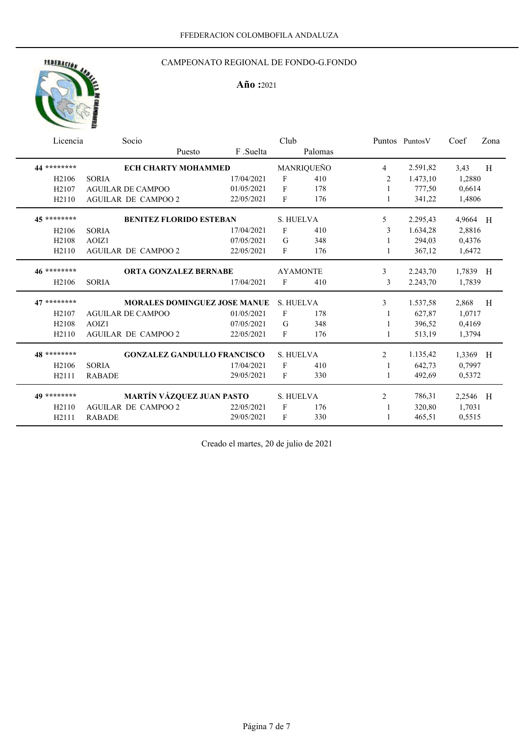FFEDERACION COLOMBOFILA ANDALUZA

# CAMPEONATO REGIONAL DE FONDO-G.FONDO

**Año :**2021

| Licencia | Socio / Puesto | F .Suelta | Club | Palomas | Puntos | PuntosV | Coef | Zona |
|---|---|---|---|---|---|---|---|---|
| **44** ******** | **ECH CHARTY MOHAMMED** | | MANRIQUEÑO | | 4 | 2.591,82 | 3,43 | H |
| H2106 | SORIA | 17/04/2021 | F | 410 | 2 | 1.473,10 | 1,2880 | |
| H2107 | AGUILAR DE CAMPOO | 01/05/2021 | F | 178 | 1 | 777,50 | 0,6614 | |
| H2110 | AGUILAR DE CAMPOO 2 | 22/05/2021 | F | 176 | 1 | 341,22 | 1,4806 | |
| **45** ******** | **BENITEZ FLORIDO ESTEBAN** | | S. HUELVA | | 5 | 2.295,43 | 4,9664 | H |
| H2106 | SORIA | 17/04/2021 | F | 410 | 3 | 1.634,28 | 2,8816 | |
| H2108 | AOIZ1 | 07/05/2021 | G | 348 | 1 | 294,03 | 0,4376 | |
| H2110 | AGUILAR DE CAMPOO 2 | 22/05/2021 | F | 176 | 1 | 367,12 | 1,6472 | |
| **46** ******** | **ORTA GONZALEZ BERNABE** | | AYAMONTE | | 3 | 2.243,70 | 1,7839 | H |
| H2106 | SORIA | 17/04/2021 | F | 410 | 3 | 2.243,70 | 1,7839 | |
| **47** ******** | **MORALES DOMINGUEZ JOSE MANUE** | | S. HUELVA | | 3 | 1.537,58 | 2,868 | H |
| H2107 | AGUILAR DE CAMPOO | 01/05/2021 | F | 178 | 1 | 627,87 | 1,0717 | |
| H2108 | AOIZ1 | 07/05/2021 | G | 348 | 1 | 396,52 | 0,4169 | |
| H2110 | AGUILAR DE CAMPOO 2 | 22/05/2021 | F | 176 | 1 | 513,19 | 1,3794 | |
| **48** ******** | **GONZALEZ GANDULLO FRANCISCO** | | S. HUELVA | | 2 | 1.135,42 | 1,3369 | H |
| H2106 | SORIA | 17/04/2021 | F | 410 | 1 | 642,73 | 0,7997 | |
| H2111 | RABADE | 29/05/2021 | F | 330 | 1 | 492,69 | 0,5372 | |
| **49** ******** | **MARTÍN VÁZQUEZ JUAN PASTO** | | S. HUELVA | | 2 | 786,31 | 2,2546 | H |
| H2110 | AGUILAR DE CAMPOO 2 | 22/05/2021 | F | 176 | 1 | 320,80 | 1,7031 | |
| H2111 | RABADE | 29/05/2021 | F | 330 | 1 | 465,51 | 0,5515 | |

Creado el martes, 20 de julio de 2021